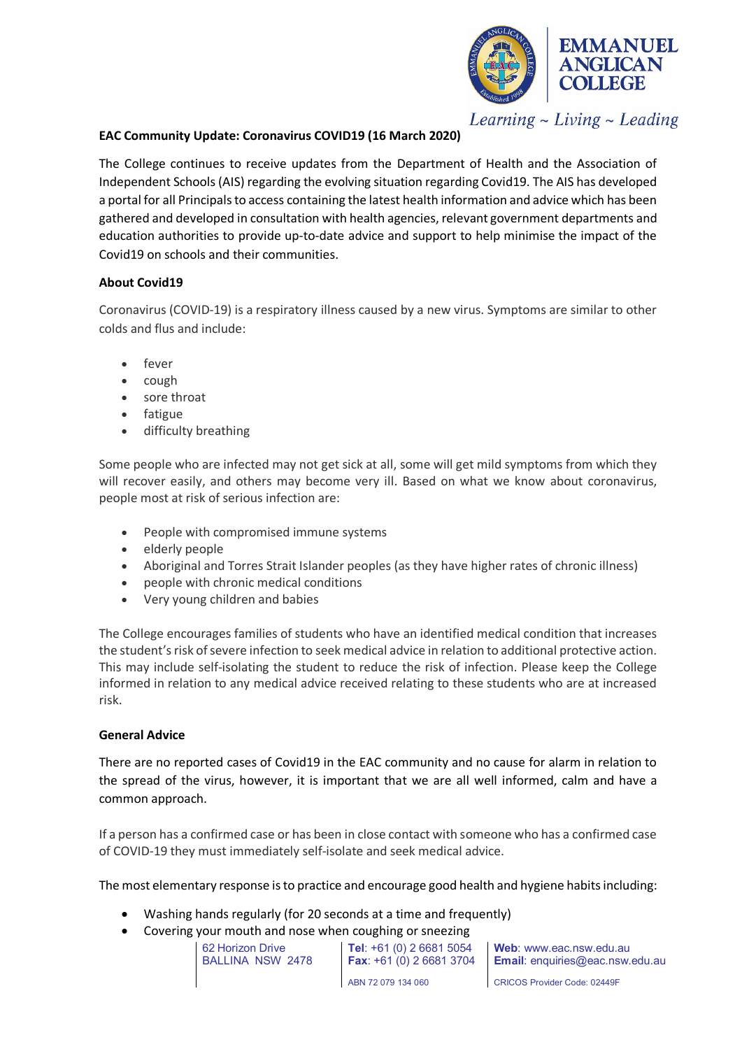**EAC Community Update: Coronavirus COVID19 (16 March 2020)**

The College continues to receive updates from the Department of Health and the Association of Independent Schools (AIS) regarding the evolving situation regarding Covid19. The AIS has developed a portal for all Principals to access containing the latest health information and advice which has been gathered and developed in consultation with health agencies, relevant government departments and education authorities to provide up-to-date advice and support to help minimise the impact of the Covid19 on schools and their communities.

**About Covid19**

Coronavirus (COVID-19) is a respiratory illness caused by a new virus. Symptoms are similar to other colds and flus and include:

- fever
- cough
- sore throat
- fatigue
- difficulty breathing

Some people who are infected may not get sick at all, some will get mild symptoms from which they will recover easily, and others may become very ill. Based on what we know about coronavirus, people most at risk of serious infection are:

- People with compromised immune systems
- elderly people
- Aboriginal and Torres Strait Islander peoples (as they have higher rates of chronic illness)
- people with chronic medical conditions
- Very young children and babies

The College encourages families of students who have an identified medical condition that increases the student's risk of severe infection to seek medical advice in relation to additional protective action. This may include self-isolating the student to reduce the risk of infection. Please keep the College informed in relation to any medical advice received relating to these students who are at increased risk.

**General Advice**

There are no reported cases of Covid19 in the EAC community and no cause for alarm in relation to the spread of the virus, however, it is important that we are all well informed, calm and have a common approach.

If a person has a confirmed case or has been in close contact with someone who has a confirmed case of COVID-19 they must immediately self-isolate and seek medical advice.

The most elementary response is to practice and encourage good health and hygiene habits including:

- Washing hands regularly (for 20 seconds at a time and frequently)
- Covering your mouth and nose when coughing or sneezing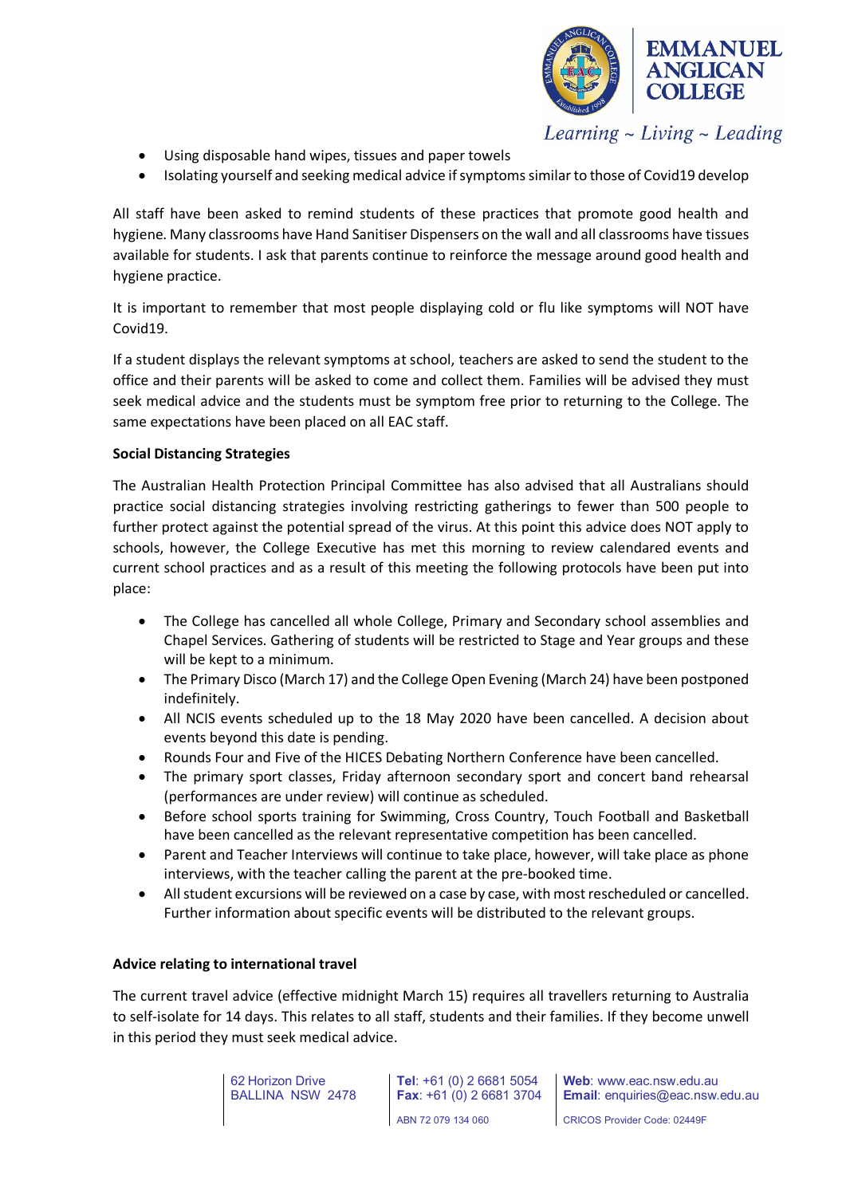- Using disposable hand wipes, tissues and paper towels
- Isolating yourself and seeking medical advice if symptoms similar to those of Covid19 develop

All staff have been asked to remind students of these practices that promote good health and hygiene. Many classrooms have Hand Sanitiser Dispensers on the wall and all classrooms have tissues available for students. I ask that parents continue to reinforce the message around good health and hygiene practice.

It is important to remember that most people displaying cold or flu like symptoms will NOT have Covid19.

If a student displays the relevant symptoms at school, teachers are asked to send the student to the office and their parents will be asked to come and collect them. Families will be advised they must seek medical advice and the students must be symptom free prior to returning to the College. The same expectations have been placed on all EAC staff.

**Social Distancing Strategies**

The Australian Health Protection Principal Committee has also advised that all Australians should practice social distancing strategies involving restricting gatherings to fewer than 500 people to further protect against the potential spread of the virus. At this point this advice does NOT apply to schools, however, the College Executive has met this morning to review calendared events and current school practices and as a result of this meeting the following protocols have been put into place:

- The College has cancelled all whole College, Primary and Secondary school assemblies and Chapel Services. Gathering of students will be restricted to Stage and Year groups and these will be kept to a minimum.
- The Primary Disco (March 17) and the College Open Evening (March 24) have been postponed indefinitely.
- All NCIS events scheduled up to the 18 May 2020 have been cancelled. A decision about events beyond this date is pending.
- Rounds Four and Five of the HICES Debating Northern Conference have been cancelled.
- The primary sport classes, Friday afternoon secondary sport and concert band rehearsal (performances are under review) will continue as scheduled.
- Before school sports training for Swimming, Cross Country, Touch Football and Basketball have been cancelled as the relevant representative competition has been cancelled.
- Parent and Teacher Interviews will continue to take place, however, will take place as phone interviews, with the teacher calling the parent at the pre-booked time.
- All student excursions will be reviewed on a case by case, with most rescheduled or cancelled. Further information about specific events will be distributed to the relevant groups.

**Advice relating to international travel**

The current travel advice (effective midnight March 15) requires all travellers returning to Australia to self-isolate for 14 days. This relates to all staff, students and their families. If they become unwell in this period they must seek medical advice.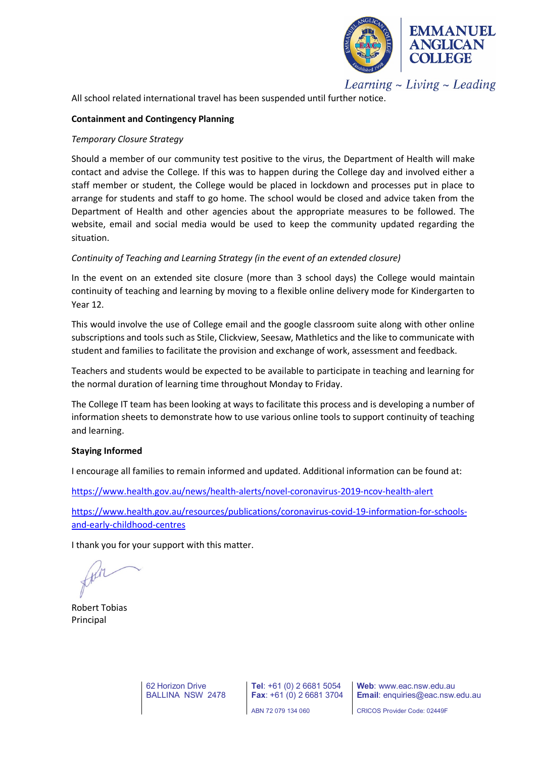All school related international travel has been suspended until further notice.

**Containment and Contingency Planning**

*Temporary Closure Strategy*

Should a member of our community test positive to the virus, the Department of Health will make contact and advise the College. If this was to happen during the College day and involved either a staff member or student, the College would be placed in lockdown and processes put in place to arrange for students and staff to go home. The school would be closed and advice taken from the Department of Health and other agencies about the appropriate measures to be followed. The website, email and social media would be used to keep the community updated regarding the situation.

*Continuity of Teaching and Learning Strategy (in the event of an extended closure)*

In the event on an extended site closure (more than 3 school days) the College would maintain continuity of teaching and learning by moving to a flexible online delivery mode for Kindergarten to Year 12.

This would involve the use of College email and the google classroom suite along with other online subscriptions and tools such as Stile, Clickview, Seesaw, Mathletics and the like to communicate with student and families to facilitate the provision and exchange of work, assessment and feedback.

Teachers and students would be expected to be available to participate in teaching and learning for the normal duration of learning time throughout Monday to Friday.

The College IT team has been looking at ways to facilitate this process and is developing a number of information sheets to demonstrate how to use various online tools to support continuity of teaching and learning.

**Staying Informed**

I encourage all families to remain informed and updated. Additional information can be found at:

https://www.health.gov.au/news/health-alerts/novel-coronavirus-2019-ncov-health-alert

https://www.health.gov.au/resources/publications/coronavirus-covid-19-information-for-schools-and-early-childhood-centres

I thank you for your support with this matter.

Robert Tobias
Principal

62 Horizon Drive
BALLINA NSW 2478

**Tel**: +61 (0) 2 6681 5054
**Fax**: +61 (0) 2 6681 3704
ABN 72 079 134 060

**Web**: www.eac.nsw.edu.au
**Email**: enquiries@eac.nsw.edu.au
CRICOS Provider Code: 02449F